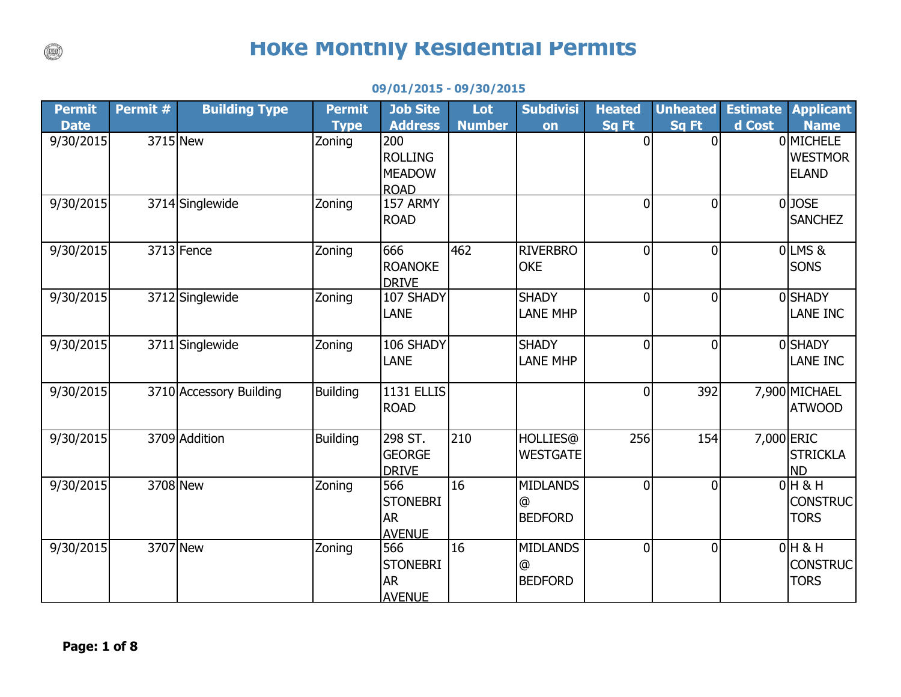# Hoke Monthly Residential Permits

**09/01/2015 - 09/30/2015**

| Permit Date | Permit # | Building Type | Permit Type | Job Site Address | Lot Number | Subdivision | Heated Sq Ft | Unheated Sq Ft | Estimated Cost | Applicant Name |
|---|---|---|---|---|---|---|---|---|---|---|
| 9/30/2015 | 3715 | New | Zoning | 200 ROLLING MEADOW ROAD | | | 0 | 0 | 0 | MICHELE WESTMORELAND |
| 9/30/2015 | 3714 | Singlewide | Zoning | 157 ARMY ROAD | | | 0 | 0 | 0 | JOSE SANCHEZ |
| 9/30/2015 | 3713 | Fence | Zoning | 666 ROANOKE DRIVE | 462 | RIVERBROOKE | 0 | 0 | 0 | LMS & SONS |
| 9/30/2015 | 3712 | Singlewide | Zoning | 107 SHADY LANE | | SHADY LANE MHP | 0 | 0 | 0 | SHADY LANE INC |
| 9/30/2015 | 3711 | Singlewide | Zoning | 106 SHADY LANE | | SHADY LANE MHP | 0 | 0 | 0 | SHADY LANE INC |
| 9/30/2015 | 3710 | Accessory Building | Building | 1131 ELLIS ROAD | | | 0 | 392 | 7,900 | MICHAEL ATWOOD |
| 9/30/2015 | 3709 | Addition | Building | 298 ST. GEORGE DRIVE | 210 | HOLLIES@ WESTGATE | 256 | 154 | 7,000 | ERIC STRICKLAND |
| 9/30/2015 | 3708 | New | Zoning | 566 STONEBRIAR AVENUE | 16 | MIDLANDS @ BEDFORD | 0 | 0 | 0 | H & H CONSTRUCTORS |
| 9/30/2015 | 3707 | New | Zoning | 566 STONEBRIAR AVENUE | 16 | MIDLANDS @ BEDFORD | 0 | 0 | 0 | H & H CONSTRUCTORS |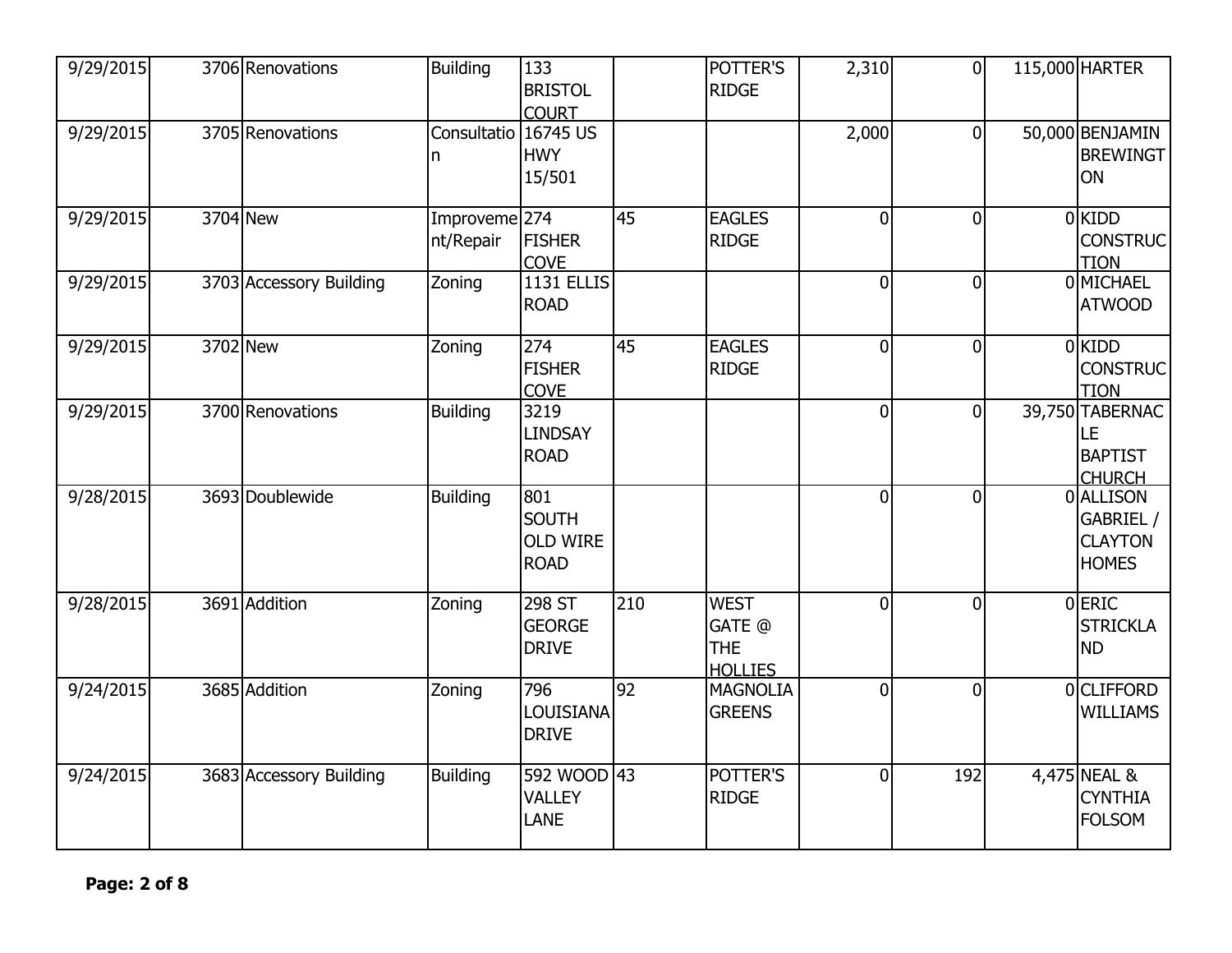| | | | | | | | | | | |
|---|---|---|---|---|---|---|---|---|---|---|
| 9/29/2015 | 3706 | Renovations | Building | 133 BRISTOL COURT | | POTTER'S RIDGE | 2,310 | 0 | 115,000 | HARTER |
| 9/29/2015 | 3705 | Renovations | Consultation | 16745 US HWY 15/501 | | | 2,000 | 0 | 50,000 | BENJAMIN BREWINGTON |
| 9/29/2015 | 3704 | New | Improvement/Repair | 274 FISHER COVE | 45 | EAGLES RIDGE | 0 | 0 | 0 | KIDD CONSTRUCTION |
| 9/29/2015 | 3703 | Accessory Building | Zoning | 1131 ELLIS ROAD | | | 0 | 0 | 0 | MICHAEL ATWOOD |
| 9/29/2015 | 3702 | New | Zoning | 274 FISHER COVE | 45 | EAGLES RIDGE | 0 | 0 | 0 | KIDD CONSTRUCTION |
| 9/29/2015 | 3700 | Renovations | Building | 3219 LINDSAY ROAD | | | 0 | 0 | 39,750 | TABERNACLE BAPTIST CHURCH |
| 9/28/2015 | 3693 | Doublewide | Building | 801 SOUTH OLD WIRE ROAD | | | 0 | 0 | 0 | ALLISON GABRIEL / CLAYTON HOMES |
| 9/28/2015 | 3691 | Addition | Zoning | 298 ST GEORGE DRIVE | 210 | WEST GATE @ THE HOLLIES | 0 | 0 | 0 | ERIC STRICKLAND |
| 9/24/2015 | 3685 | Addition | Zoning | 796 LOUISIANA DRIVE | 92 | MAGNOLIA GREENS | 0 | 0 | 0 | CLIFFORD WILLIAMS |
| 9/24/2015 | 3683 | Accessory Building | Building | 592 WOOD VALLEY LANE | 43 | POTTER'S RIDGE | 0 | 192 | 4,475 | NEAL & CYNTHIA FOLSOM |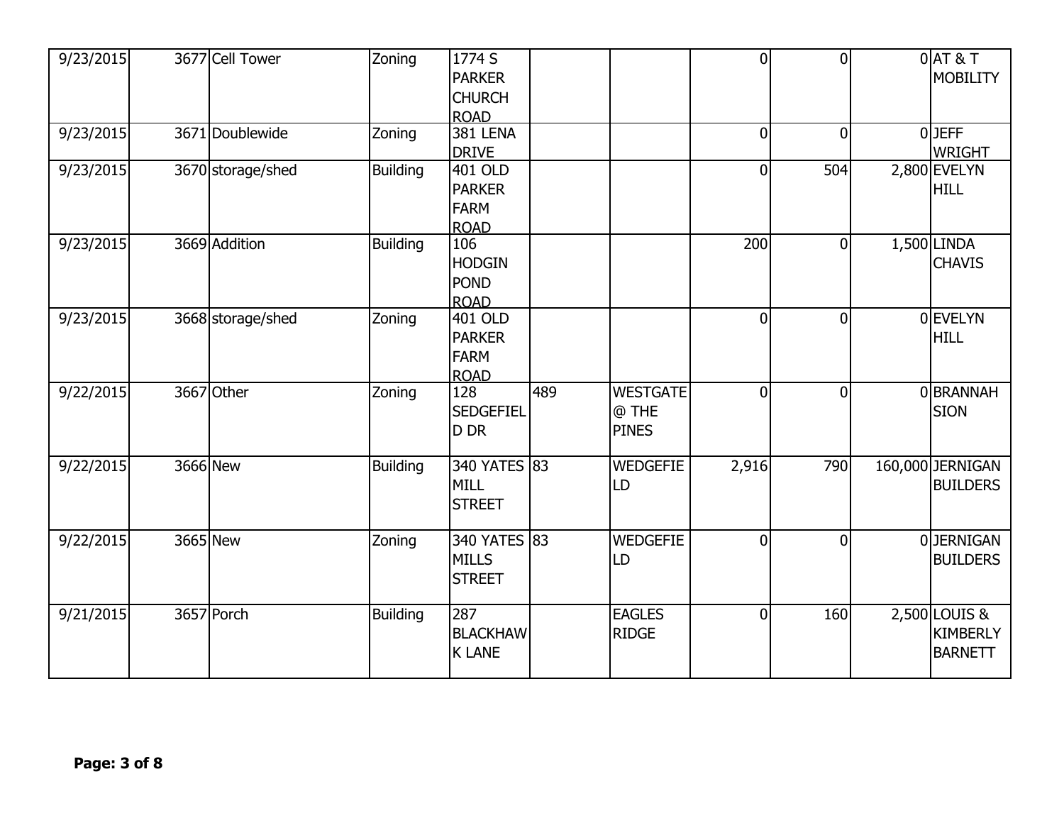| | | | | | | | | | | |
|---|---|---|---|---|---|---|---|---|---|---|
| 9/23/2015 | 3677 | Cell Tower | Zoning | 1774 S PARKER CHURCH ROAD | | | 0 | 0 | 0 | AT & T MOBILITY |
| 9/23/2015 | 3671 | Doublewide | Zoning | 381 LENA DRIVE | | | 0 | 0 | 0 | JEFF WRIGHT |
| 9/23/2015 | 3670 | storage/shed | Building | 401 OLD PARKER FARM ROAD | | | 0 | 504 | 2,800 | EVELYN HILL |
| 9/23/2015 | 3669 | Addition | Building | 106 HODGIN POND ROAD | | | 200 | 0 | 1,500 | LINDA CHAVIS |
| 9/23/2015 | 3668 | storage/shed | Zoning | 401 OLD PARKER FARM ROAD | | | 0 | 0 | 0 | EVELYN HILL |
| 9/22/2015 | 3667 | Other | Zoning | 128 SEDGEFIELD DR | 489 | WESTGATE @ THE PINES | 0 | 0 | 0 | BRANNAH SION |
| 9/22/2015 | 3666 | New | Building | 340 YATES MILL STREET | 83 | WEDGEFIELD | 2,916 | 790 | 160,000 | JERNIGAN BUILDERS |
| 9/22/2015 | 3665 | New | Zoning | 340 YATES MILLS STREET | 83 | WEDGEFIELD | 0 | 0 | 0 | JERNIGAN BUILDERS |
| 9/21/2015 | 3657 | Porch | Building | 287 BLACKHAWK LANE | | EAGLES RIDGE | 0 | 160 | 2,500 | LOUIS & KIMBERLY BARNETT |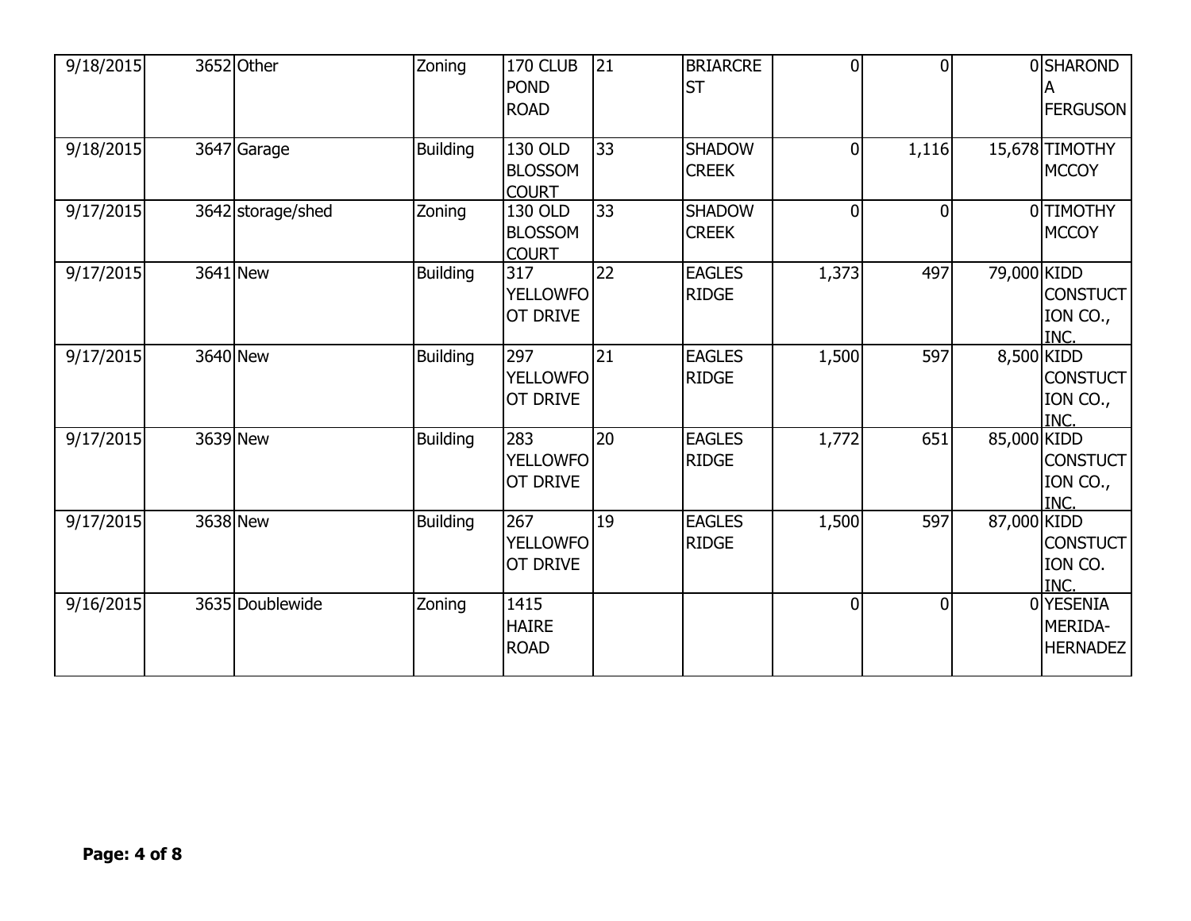| | | | | | | | | | | |
|---|---|---|---|---|---|---|---|---|---|---|
| 9/18/2015 | 3652 | Other | Zoning | 170 CLUB POND ROAD | 21 | BRIARCREST | 0 | 0 | 0 | SHARONDA FERGUSON |
| 9/18/2015 | 3647 | Garage | Building | 130 OLD BLOSSOM COURT | 33 | SHADOW CREEK | 0 | 1,116 | 15,678 | TIMOTHY MCCOY |
| 9/17/2015 | 3642 | storage/shed | Zoning | 130 OLD BLOSSOM COURT | 33 | SHADOW CREEK | 0 | 0 | 0 | TIMOTHY MCCOY |
| 9/17/2015 | 3641 | New | Building | 317 YELLOWFOOT DRIVE | 22 | EAGLES RIDGE | 1,373 | 497 | 79,000 | KIDD CONSTUCTION CO., INC. |
| 9/17/2015 | 3640 | New | Building | 297 YELLOWFOOT DRIVE | 21 | EAGLES RIDGE | 1,500 | 597 | 8,500 | KIDD CONSTUCTION CO., INC. |
| 9/17/2015 | 3639 | New | Building | 283 YELLOWFOOT DRIVE | 20 | EAGLES RIDGE | 1,772 | 651 | 85,000 | KIDD CONSTUCTION CO., INC. |
| 9/17/2015 | 3638 | New | Building | 267 YELLOWFOOT DRIVE | 19 | EAGLES RIDGE | 1,500 | 597 | 87,000 | KIDD CONSTUCTION CO. INC. |
| 9/16/2015 | 3635 | Doublewide | Zoning | 1415 HAIRE ROAD | | | 0 | 0 | 0 | YESENIA MERIDA-HERNADEZ |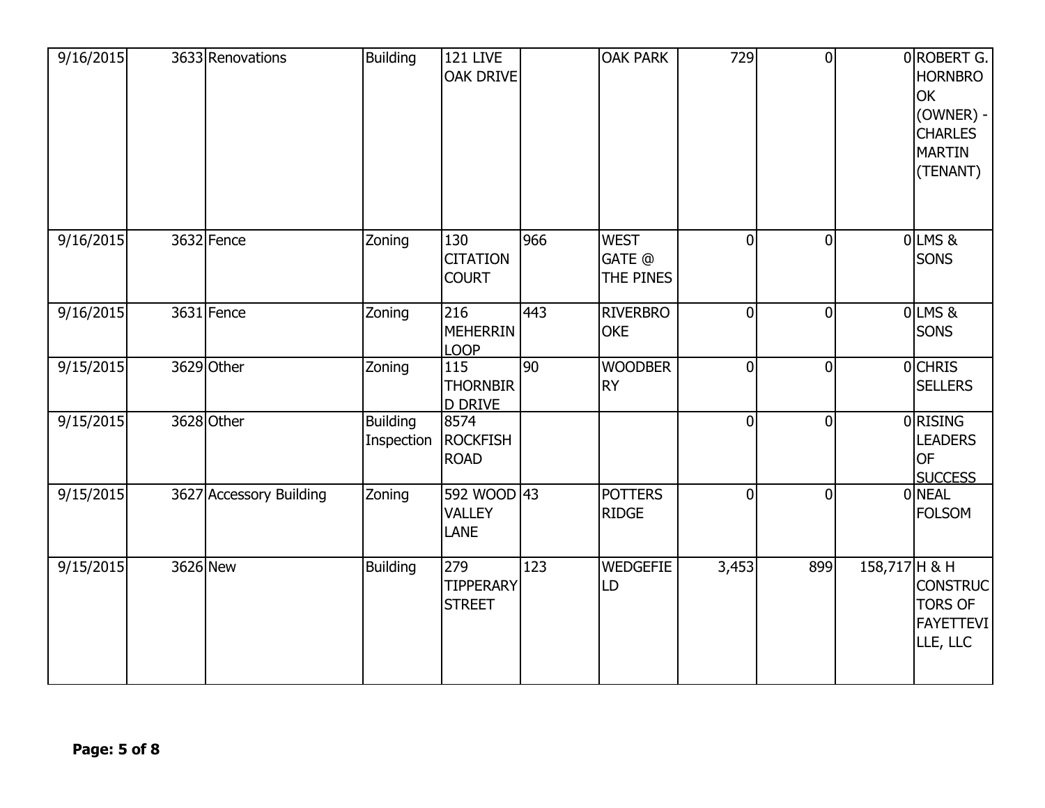| | | | | | | | | | | |
|---|---|---|---|---|---|---|---|---|---|---|
| 9/16/2015 | 3633 | Renovations | Building | 121 LIVE OAK DRIVE | | OAK PARK | 729 | 0 | 0 | ROBERT G. HORNBROOK (OWNER) - CHARLES MARTIN (TENANT) |
| 9/16/2015 | 3632 | Fence | Zoning | 130 CITATION COURT | 966 | WEST GATE @ THE PINES | 0 | 0 | 0 | LMS & SONS |
| 9/16/2015 | 3631 | Fence | Zoning | 216 MEHERRIN LOOP | 443 | RIVERBROOKE | 0 | 0 | 0 | LMS & SONS |
| 9/15/2015 | 3629 | Other | Zoning | 115 THORNBIRD DRIVE | 90 | WOODBERRY | 0 | 0 | 0 | CHRIS SELLERS |
| 9/15/2015 | 3628 | Other | Building Inspection | 8574 ROCKFISH ROAD | | | 0 | 0 | 0 | RISING LEADERS OF SUCCESS |
| 9/15/2015 | 3627 | Accessory Building | Zoning | 592 WOOD VALLEY LANE | 43 | POTTERS RIDGE | 0 | 0 | 0 | NEAL FOLSOM |
| 9/15/2015 | 3626 | New | Building | 279 TIPPERARY STREET | 123 | WEDGEFIELD | 3,453 | 899 | 158,717 | H & H CONSTRUCTORS OF FAYETTEVILLE, LLC |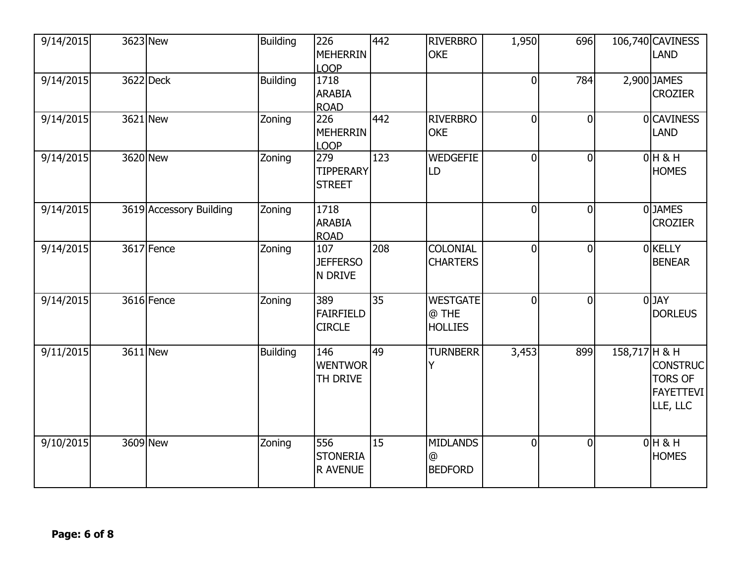| | | | | | | | | | | |
|---|---|---|---|---|---|---|---|---|---|---|
| 9/14/2015 | 3623 | New | Building | 226 MEHERRIN LOOP | 442 | RIVERBROOKE | 1,950 | 696 | 106,740 | CAVINESS LAND |
| 9/14/2015 | 3622 | Deck | Building | 1718 ARABIA ROAD | | | 0 | 784 | 2,900 | JAMES CROZIER |
| 9/14/2015 | 3621 | New | Zoning | 226 MEHERRIN LOOP | 442 | RIVERBROOKE | 0 | 0 | 0 | CAVINESS LAND |
| 9/14/2015 | 3620 | New | Zoning | 279 TIPPERARY STREET | 123 | WEDGEFIELD | 0 | 0 | 0 | H & H HOMES |
| 9/14/2015 | 3619 | Accessory Building | Zoning | 1718 ARABIA ROAD | | | 0 | 0 | 0 | JAMES CROZIER |
| 9/14/2015 | 3617 | Fence | Zoning | 107 JEFFERSON DRIVE | 208 | COLONIAL CHARTERS | 0 | 0 | 0 | KELLY BENEAR |
| 9/14/2015 | 3616 | Fence | Zoning | 389 FAIRFIELD CIRCLE | 35 | WESTGATE @ THE HOLLIES | 0 | 0 | 0 | JAY DORLEUS |
| 9/11/2015 | 3611 | New | Building | 146 WENTWORTH DRIVE | 49 | TURNBERRY | 3,453 | 899 | 158,717 | H & H CONSTRUCTORS OF FAYETTEVILLE, LLC |
| 9/10/2015 | 3609 | New | Zoning | 556 STONERIAR AVENUE | 15 | MIDLANDS @ BEDFORD | 0 | 0 | 0 | H & H HOMES |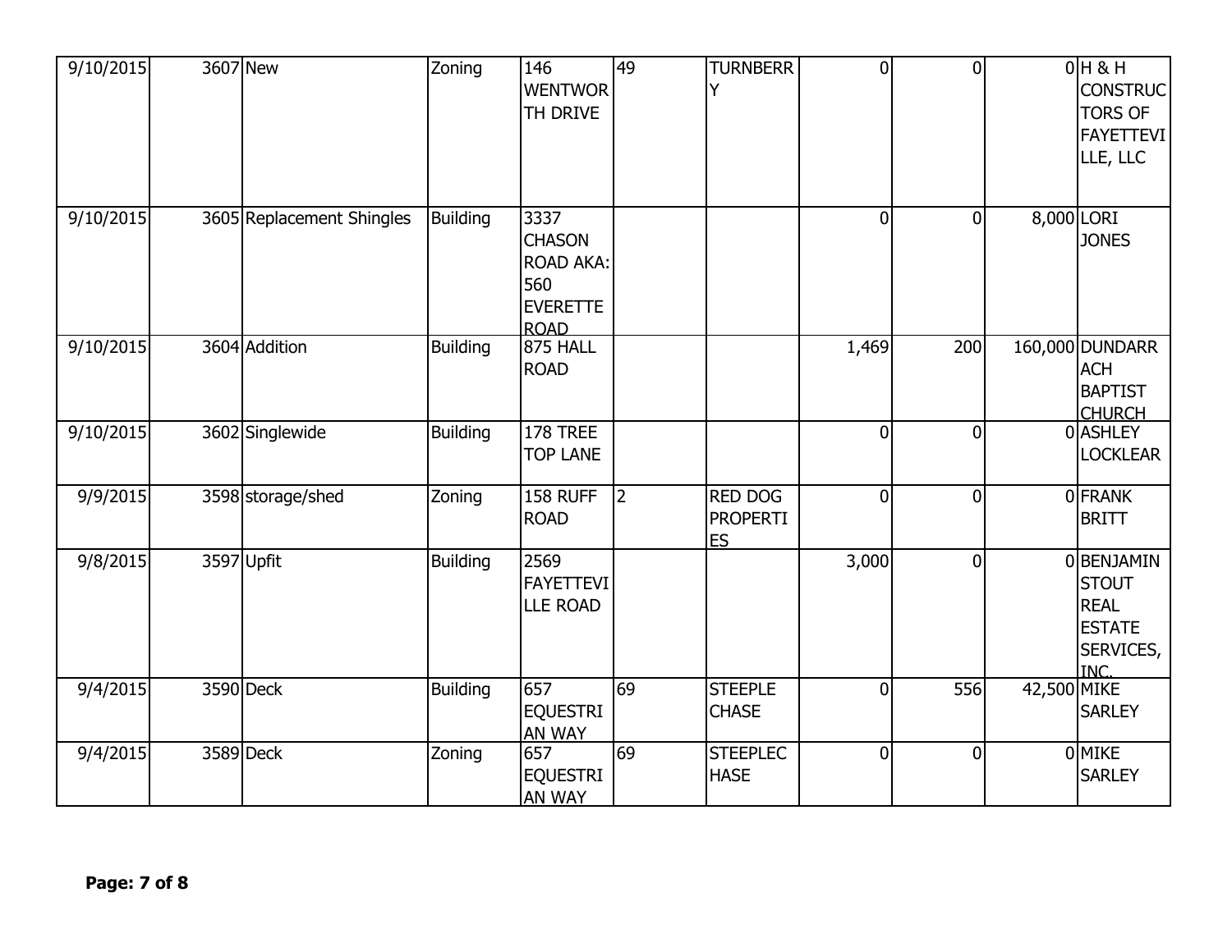| | | | | | | | | | | |
|---|---|---|---|---|---|---|---|---|---|---|
| 9/10/2015 | 3607 | New | Zoning | 146 WENTWORTH DRIVE | 49 | TURNBERRY | 0 | 0 | 0 | H & H CONSTRUCTORS OF FAYETTEVILLE, LLC |
| 9/10/2015 | 3605 | Replacement Shingles | Building | 3337 CHASON ROAD AKA: 560 EVERETTE ROAD | | | 0 | 0 | 8,000 | LORI JONES |
| 9/10/2015 | 3604 | Addition | Building | 875 HALL ROAD | | | 1,469 | 200 | 160,000 | DUNDARRACH BAPTIST CHURCH |
| 9/10/2015 | 3602 | Singlewide | Building | 178 TREE TOP LANE | | | 0 | 0 | 0 | ASHLEY LOCKLEAR |
| 9/9/2015 | 3598 | storage/shed | Zoning | 158 RUFF ROAD | 2 | RED DOG PROPERTIES | 0 | 0 | 0 | FRANK BRITT |
| 9/8/2015 | 3597 | Upfit | Building | 2569 FAYETTEVILLE ROAD | | | 3,000 | 0 | 0 | BENJAMIN STOUT REAL ESTATE SERVICES, INC. |
| 9/4/2015 | 3590 | Deck | Building | 657 EQUESTRIAN WAY | 69 | STEEPLE CHASE | 0 | 556 | 42,500 | MIKE SARLEY |
| 9/4/2015 | 3589 | Deck | Zoning | 657 EQUESTRIAN WAY | 69 | STEEPLECHASE | 0 | 0 | 0 | MIKE SARLEY |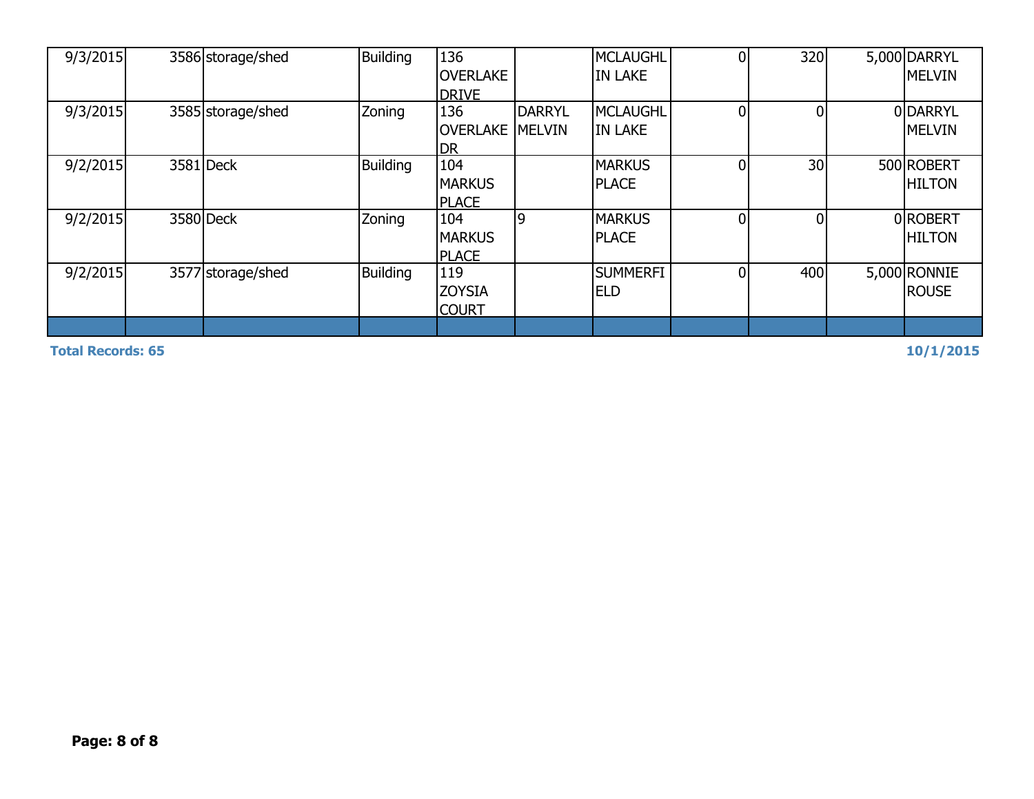| | | | | | | | | | | |
|---|---|---|---|---|---|---|---|---|---|---|
| 9/3/2015 | 3586 | storage/shed | Building | 136 OVERLAKE DRIVE | | MCLAUGHLIN LAKE | 0 | 320 | 5,000 | DARRYL MELVIN |
| 9/3/2015 | 3585 | storage/shed | Zoning | 136 OVERLAKE DR | DARRYL MELVIN | MCLAUGHLIN LAKE | 0 | 0 | 0 | DARRYL MELVIN |
| 9/2/2015 | 3581 | Deck | Building | 104 MARKUS PLACE | | MARKUS PLACE | 0 | 30 | 500 | ROBERT HILTON |
| 9/2/2015 | 3580 | Deck | Zoning | 104 MARKUS PLACE | 9 | MARKUS PLACE | 0 | 0 | 0 | ROBERT HILTON |
| 9/2/2015 | 3577 | storage/shed | Building | 119 ZOYSIA COURT | | SUMMERFIELD | 0 | 400 | 5,000 | RONNIE ROUSE |

**Total Records: 65**

**10/1/2015**